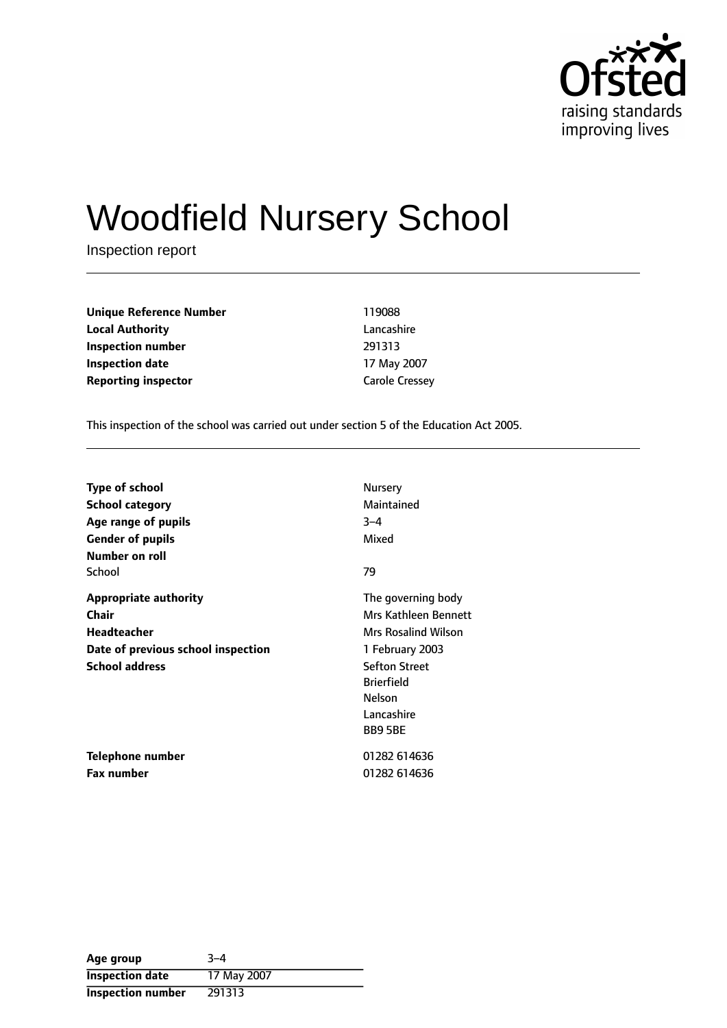# Woodfield Nursery School

Inspection report

| | |
|---|---|
| **Unique Reference Number** | 119088 |
| **Local Authority** | Lancashire |
| **Inspection number** | 291313 |
| **Inspection date** | 17 May 2007 |
| **Reporting inspector** | Carole Cressey |

This inspection of the school was carried out under section 5 of the Education Act 2005.

| | |
|---|---|
| **Type of school** | Nursery |
| **School category** | Maintained |
| **Age range of pupils** | 3–4 |
| **Gender of pupils** | Mixed |
| **Number on roll** | |
| School | 79 |
| **Appropriate authority** | The governing body |
| **Chair** | Mrs Kathleen Bennett |
| **Headteacher** | Mrs Rosalind Wilson |
| **Date of previous school inspection** | 1 February 2003 |
| **School address** | Sefton Street<br>Brierfield<br>Nelson<br>Lancashire<br>BB9 5BE |
| **Telephone number** | 01282 614636 |
| **Fax number** | 01282 614636 |

| | |
|---|---|
| **Age group** | 3–4 |
| **Inspection date** | 17 May 2007 |
| **Inspection number** | 291313 |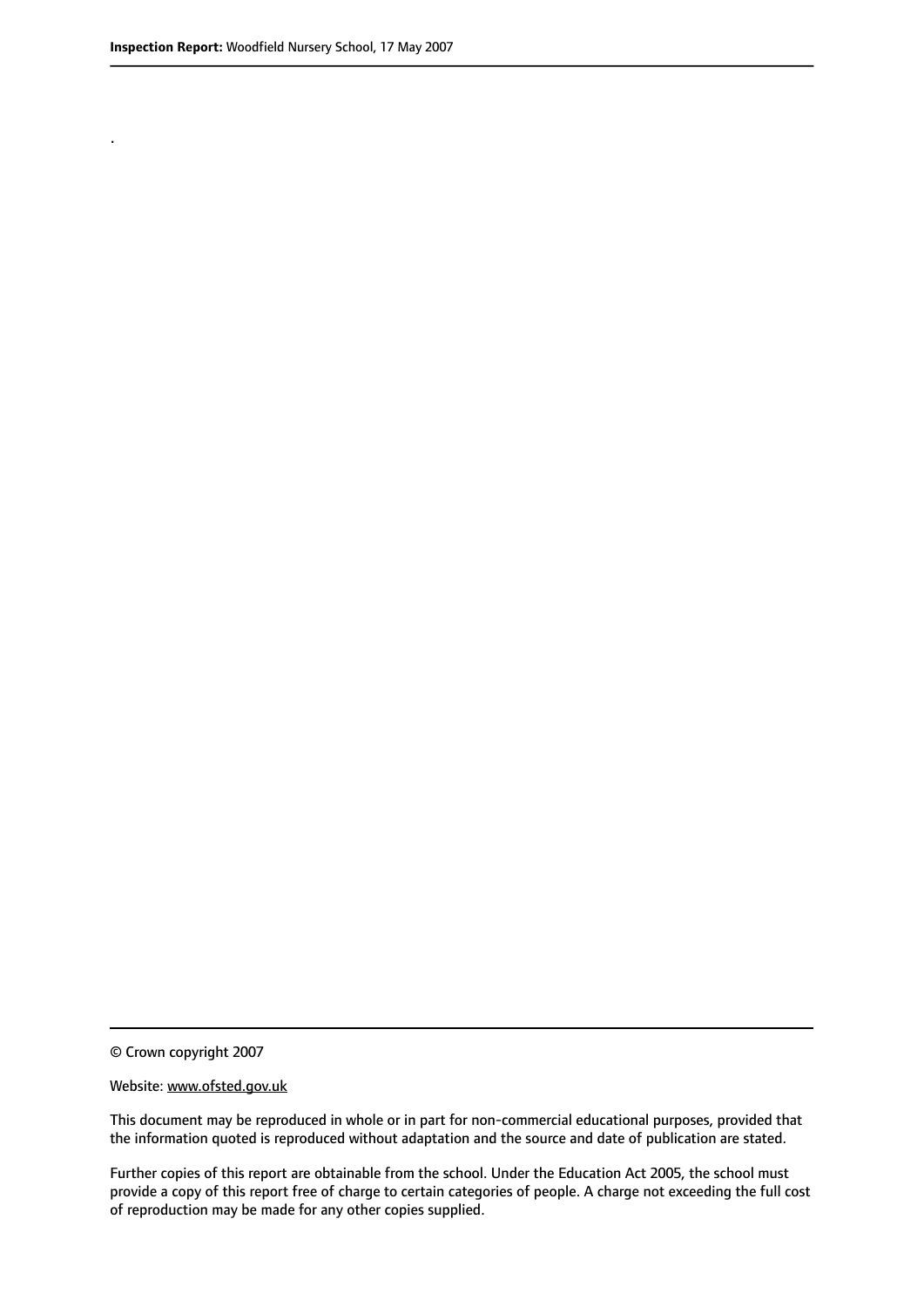.

© Crown copyright 2007

Website: www.ofsted.gov.uk

This document may be reproduced in whole or in part for non-commercial educational purposes, provided that the information quoted is reproduced without adaptation and the source and date of publication are stated.

Further copies of this report are obtainable from the school. Under the Education Act 2005, the school must provide a copy of this report free of charge to certain categories of people. A charge not exceeding the full cost of reproduction may be made for any other copies supplied.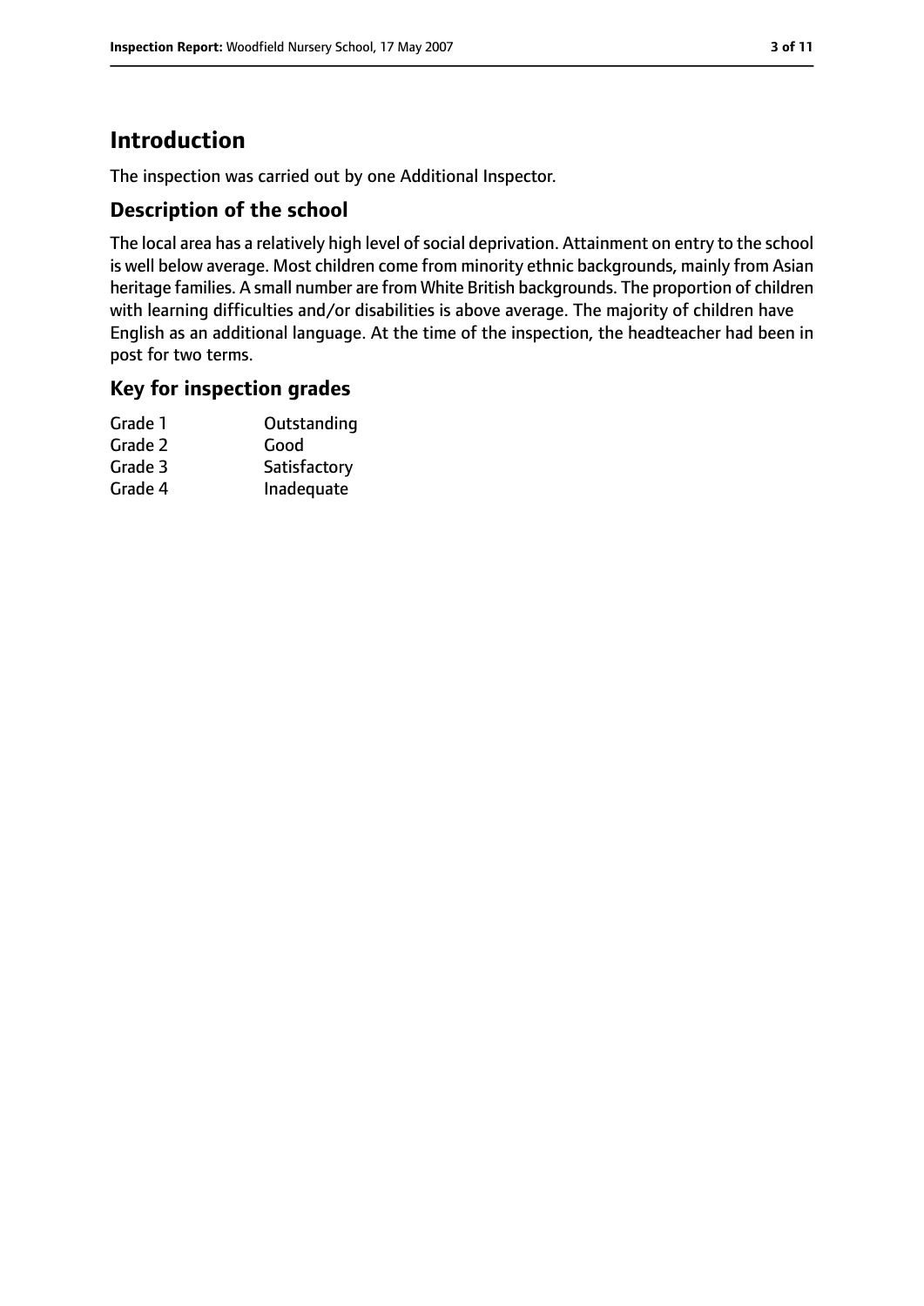# Introduction

The inspection was carried out by one Additional Inspector.

## Description of the school

The local area has a relatively high level of social deprivation. Attainment on entry to the school is well below average. Most children come from minority ethnic backgrounds, mainly from Asian heritage families. A small number are from White British backgrounds. The proportion of children with learning difficulties and/or disabilities is above average. The majority of children have English as an additional language. At the time of the inspection, the headteacher had been in post for two terms.

## Key for inspection grades

| | |
|---|---|
| Grade 1 | Outstanding |
| Grade 2 | Good |
| Grade 3 | Satisfactory |
| Grade 4 | Inadequate |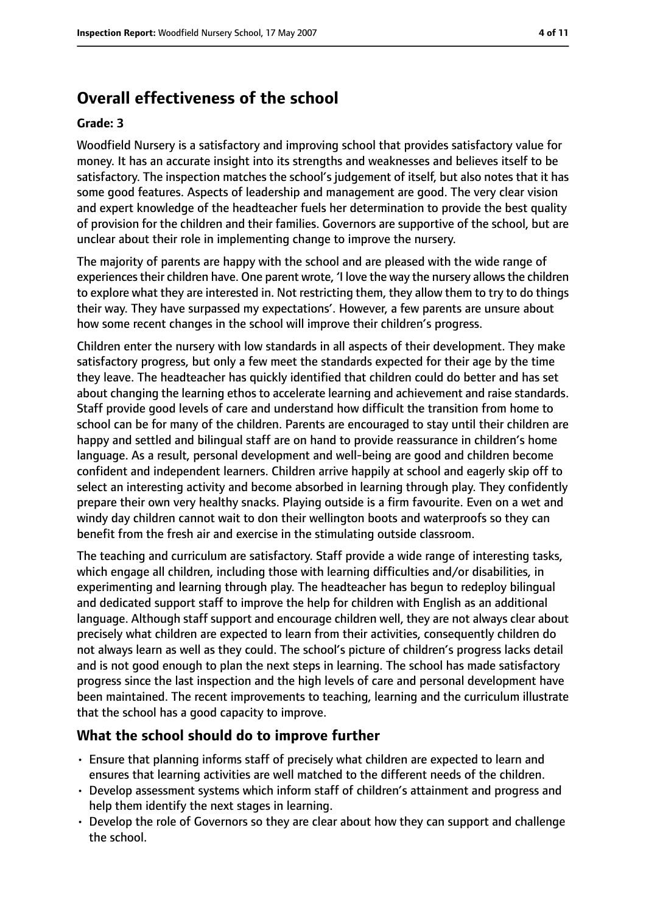## Overall effectiveness of the school

**Grade: 3**

Woodfield Nursery is a satisfactory and improving school that provides satisfactory value for money. It has an accurate insight into its strengths and weaknesses and believes itself to be satisfactory. The inspection matches the school's judgement of itself, but also notes that it has some good features. Aspects of leadership and management are good. The very clear vision and expert knowledge of the headteacher fuels her determination to provide the best quality of provision for the children and their families. Governors are supportive of the school, but are unclear about their role in implementing change to improve the nursery.

The majority of parents are happy with the school and are pleased with the wide range of experiences their children have. One parent wrote, 'I love the way the nursery allows the children to explore what they are interested in. Not restricting them, they allow them to try to do things their way. They have surpassed my expectations'. However, a few parents are unsure about how some recent changes in the school will improve their children's progress.

Children enter the nursery with low standards in all aspects of their development. They make satisfactory progress, but only a few meet the standards expected for their age by the time they leave. The headteacher has quickly identified that children could do better and has set about changing the learning ethos to accelerate learning and achievement and raise standards. Staff provide good levels of care and understand how difficult the transition from home to school can be for many of the children. Parents are encouraged to stay until their children are happy and settled and bilingual staff are on hand to provide reassurance in children's home language. As a result, personal development and well-being are good and children become confident and independent learners. Children arrive happily at school and eagerly skip off to select an interesting activity and become absorbed in learning through play. They confidently prepare their own very healthy snacks. Playing outside is a firm favourite. Even on a wet and windy day children cannot wait to don their wellington boots and waterproofs so they can benefit from the fresh air and exercise in the stimulating outside classroom.

The teaching and curriculum are satisfactory. Staff provide a wide range of interesting tasks, which engage all children, including those with learning difficulties and/or disabilities, in experimenting and learning through play. The headteacher has begun to redeploy bilingual and dedicated support staff to improve the help for children with English as an additional language. Although staff support and encourage children well, they are not always clear about precisely what children are expected to learn from their activities, consequently children do not always learn as well as they could. The school's picture of children's progress lacks detail and is not good enough to plan the next steps in learning. The school has made satisfactory progress since the last inspection and the high levels of care and personal development have been maintained. The recent improvements to teaching, learning and the curriculum illustrate that the school has a good capacity to improve.

### What the school should do to improve further

- Ensure that planning informs staff of precisely what children are expected to learn and ensures that learning activities are well matched to the different needs of the children.
- Develop assessment systems which inform staff of children's attainment and progress and help them identify the next stages in learning.
- Develop the role of Governors so they are clear about how they can support and challenge the school.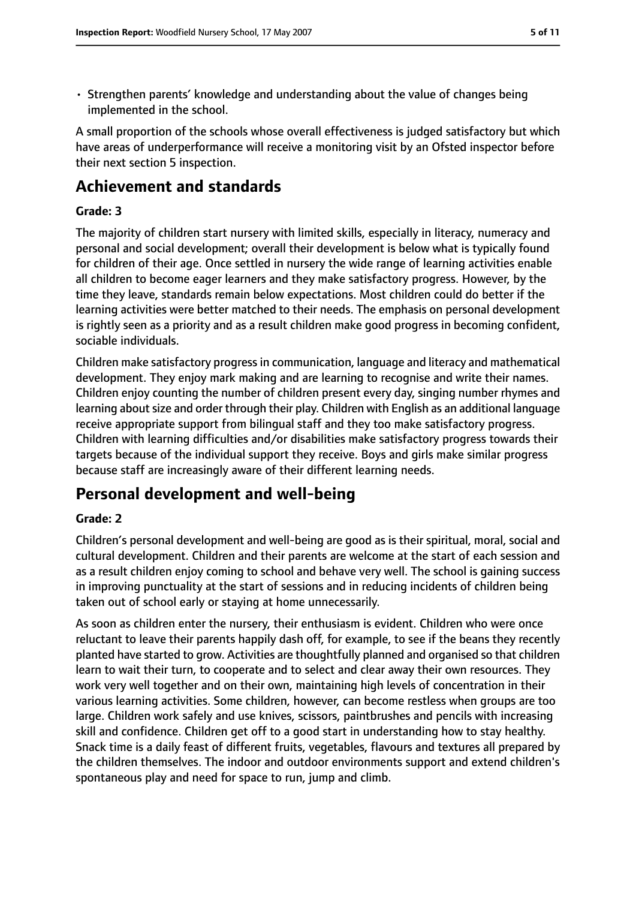- Strengthen parents' knowledge and understanding about the value of changes being implemented in the school.

A small proportion of the schools whose overall effectiveness is judged satisfactory but which have areas of underperformance will receive a monitoring visit by an Ofsted inspector before their next section 5 inspection.

## Achievement and standards

**Grade: 3**

The majority of children start nursery with limited skills, especially in literacy, numeracy and personal and social development; overall their development is below what is typically found for children of their age. Once settled in nursery the wide range of learning activities enable all children to become eager learners and they make satisfactory progress. However, by the time they leave, standards remain below expectations. Most children could do better if the learning activities were better matched to their needs. The emphasis on personal development is rightly seen as a priority and as a result children make good progress in becoming confident, sociable individuals.

Children make satisfactory progress in communication, language and literacy and mathematical development. They enjoy mark making and are learning to recognise and write their names. Children enjoy counting the number of children present every day, singing number rhymes and learning about size and order through their play. Children with English as an additional language receive appropriate support from bilingual staff and they too make satisfactory progress. Children with learning difficulties and/or disabilities make satisfactory progress towards their targets because of the individual support they receive. Boys and girls make similar progress because staff are increasingly aware of their different learning needs.

## Personal development and well-being

**Grade: 2**

Children's personal development and well-being are good as is their spiritual, moral, social and cultural development. Children and their parents are welcome at the start of each session and as a result children enjoy coming to school and behave very well. The school is gaining success in improving punctuality at the start of sessions and in reducing incidents of children being taken out of school early or staying at home unnecessarily.

As soon as children enter the nursery, their enthusiasm is evident. Children who were once reluctant to leave their parents happily dash off, for example, to see if the beans they recently planted have started to grow. Activities are thoughtfully planned and organised so that children learn to wait their turn, to cooperate and to select and clear away their own resources. They work very well together and on their own, maintaining high levels of concentration in their various learning activities. Some children, however, can become restless when groups are too large. Children work safely and use knives, scissors, paintbrushes and pencils with increasing skill and confidence. Children get off to a good start in understanding how to stay healthy. Snack time is a daily feast of different fruits, vegetables, flavours and textures all prepared by the children themselves. The indoor and outdoor environments support and extend children's spontaneous play and need for space to run, jump and climb.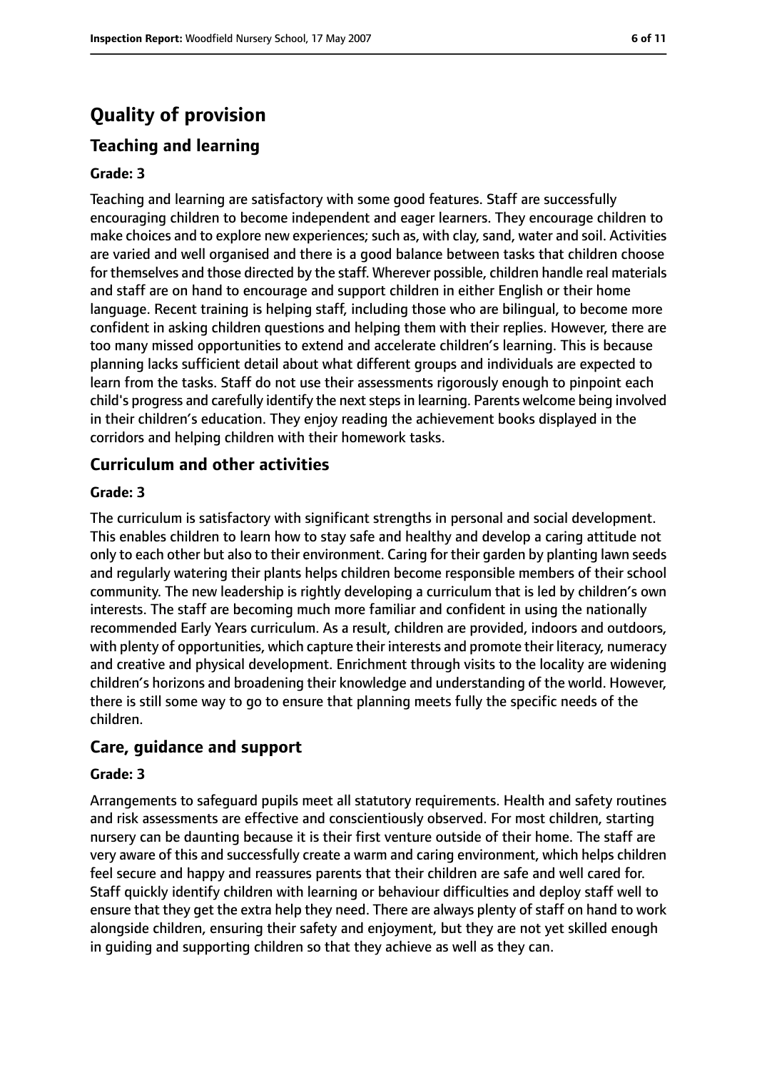# Quality of provision

## Teaching and learning

### Grade: 3

Teaching and learning are satisfactory with some good features. Staff are successfully encouraging children to become independent and eager learners. They encourage children to make choices and to explore new experiences; such as, with clay, sand, water and soil. Activities are varied and well organised and there is a good balance between tasks that children choose for themselves and those directed by the staff. Wherever possible, children handle real materials and staff are on hand to encourage and support children in either English or their home language. Recent training is helping staff, including those who are bilingual, to become more confident in asking children questions and helping them with their replies. However, there are too many missed opportunities to extend and accelerate children's learning. This is because planning lacks sufficient detail about what different groups and individuals are expected to learn from the tasks. Staff do not use their assessments rigorously enough to pinpoint each child's progress and carefully identify the next steps in learning. Parents welcome being involved in their children's education. They enjoy reading the achievement books displayed in the corridors and helping children with their homework tasks.

## Curriculum and other activities

### Grade: 3

The curriculum is satisfactory with significant strengths in personal and social development. This enables children to learn how to stay safe and healthy and develop a caring attitude not only to each other but also to their environment. Caring for their garden by planting lawn seeds and regularly watering their plants helps children become responsible members of their school community. The new leadership is rightly developing a curriculum that is led by children's own interests. The staff are becoming much more familiar and confident in using the nationally recommended Early Years curriculum. As a result, children are provided, indoors and outdoors, with plenty of opportunities, which capture their interests and promote their literacy, numeracy and creative and physical development. Enrichment through visits to the locality are widening children's horizons and broadening their knowledge and understanding of the world. However, there is still some way to go to ensure that planning meets fully the specific needs of the children.

## Care, guidance and support

### Grade: 3

Arrangements to safeguard pupils meet all statutory requirements. Health and safety routines and risk assessments are effective and conscientiously observed. For most children, starting nursery can be daunting because it is their first venture outside of their home. The staff are very aware of this and successfully create a warm and caring environment, which helps children feel secure and happy and reassures parents that their children are safe and well cared for. Staff quickly identify children with learning or behaviour difficulties and deploy staff well to ensure that they get the extra help they need. There are always plenty of staff on hand to work alongside children, ensuring their safety and enjoyment, but they are not yet skilled enough in guiding and supporting children so that they achieve as well as they can.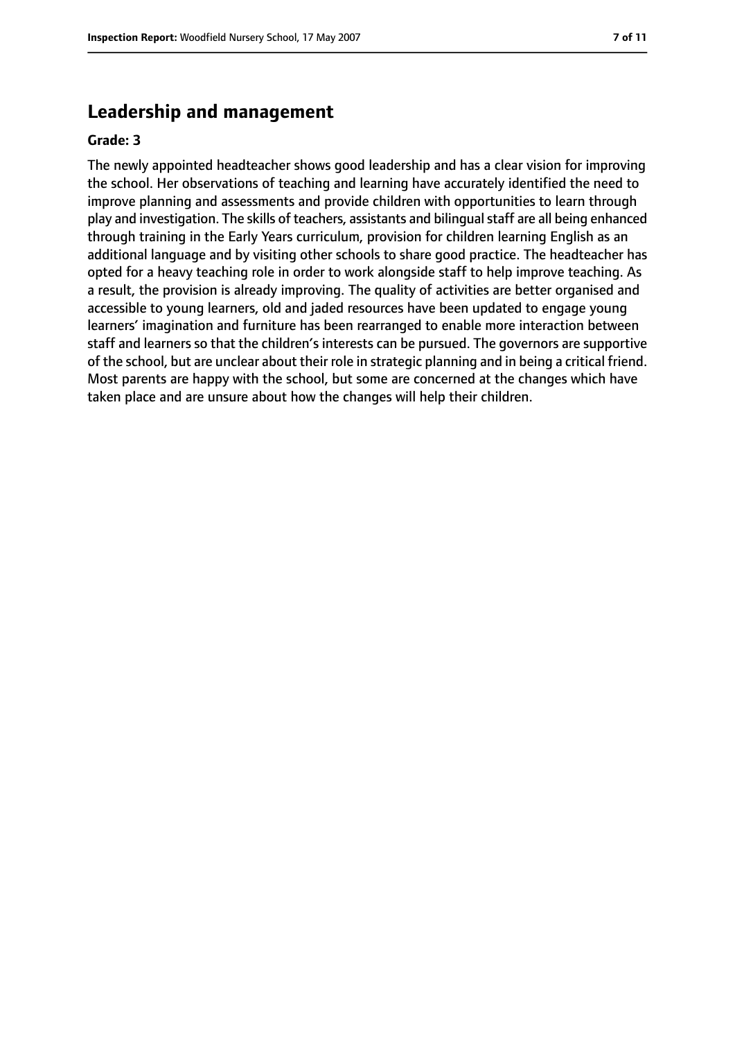## Leadership and management

**Grade: 3**

The newly appointed headteacher shows good leadership and has a clear vision for improving the school. Her observations of teaching and learning have accurately identified the need to improve planning and assessments and provide children with opportunities to learn through play and investigation. The skills of teachers, assistants and bilingual staff are all being enhanced through training in the Early Years curriculum, provision for children learning English as an additional language and by visiting other schools to share good practice. The headteacher has opted for a heavy teaching role in order to work alongside staff to help improve teaching. As a result, the provision is already improving. The quality of activities are better organised and accessible to young learners, old and jaded resources have been updated to engage young learners' imagination and furniture has been rearranged to enable more interaction between staff and learners so that the children's interests can be pursued. The governors are supportive of the school, but are unclear about their role in strategic planning and in being a critical friend. Most parents are happy with the school, but some are concerned at the changes which have taken place and are unsure about how the changes will help their children.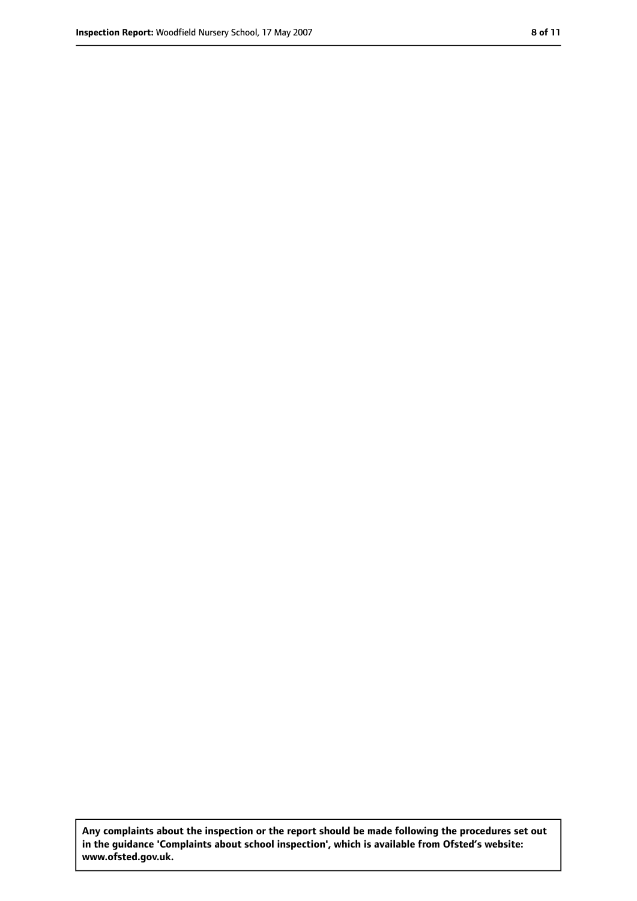**Any complaints about the inspection or the report should be made following the procedures set out in the guidance 'Complaints about school inspection', which is available from Ofsted's website: www.ofsted.gov.uk.**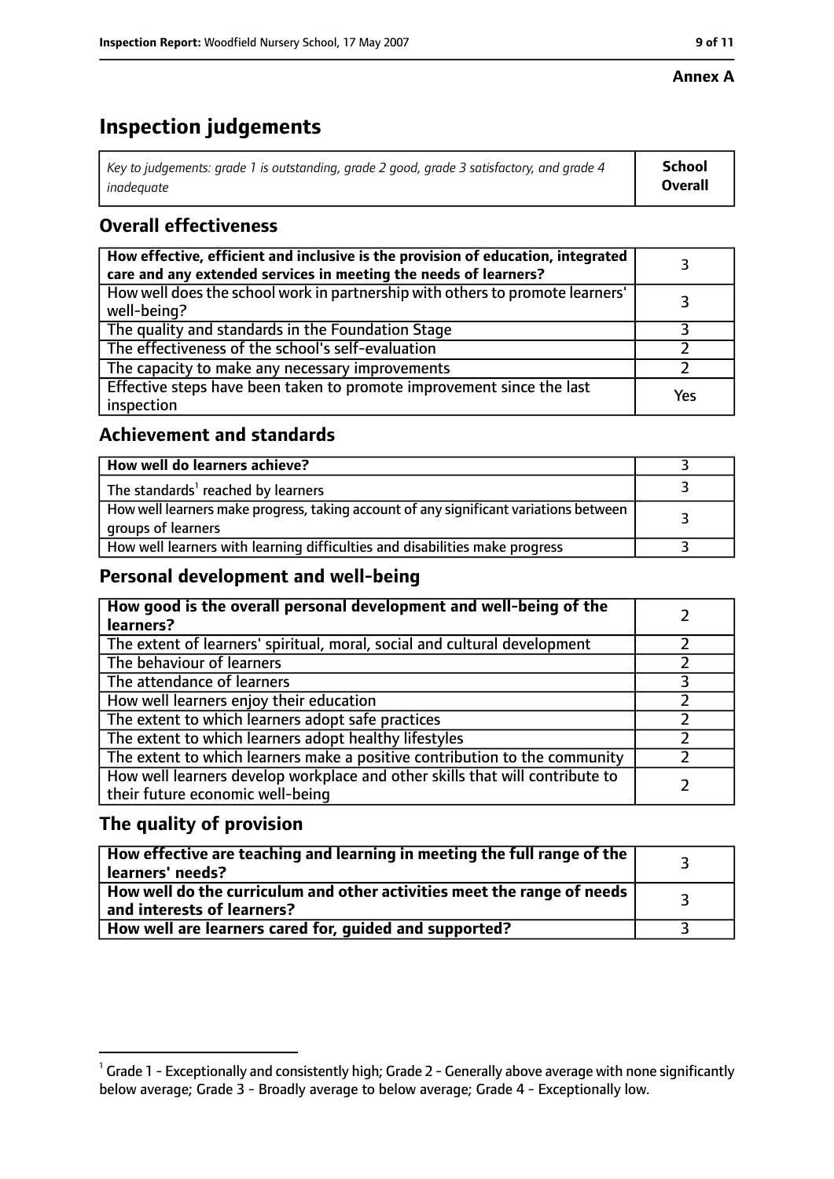**Annex A**

# Inspection judgements

| *Key to judgements: grade 1 is outstanding, grade 2 good, grade 3 satisfactory, and grade 4 inadequate* | **School Overall** |
|---|---|

## Overall effectiveness

| | |
|---|---|
| **How effective, efficient and inclusive is the provision of education, integrated care and any extended services in meeting the needs of learners?** | 3 |
| How well does the school work in partnership with others to promote learners' well-being? | 3 |
| The quality and standards in the Foundation Stage | 3 |
| The effectiveness of the school's self-evaluation | 2 |
| The capacity to make any necessary improvements | 2 |
| Effective steps have been taken to promote improvement since the last inspection | Yes |

## Achievement and standards

| | |
|---|---|
| **How well do learners achieve?** | 3 |
| The standards[1] reached by learners | 3 |
| How well learners make progress, taking account of any significant variations between groups of learners | 3 |
| How well learners with learning difficulties and disabilities make progress | 3 |

## Personal development and well-being

| | |
|---|---|
| **How good is the overall personal development and well-being of the learners?** | 2 |
| The extent of learners' spiritual, moral, social and cultural development | 2 |
| The behaviour of learners | 2 |
| The attendance of learners | 3 |
| How well learners enjoy their education | 2 |
| The extent to which learners adopt safe practices | 2 |
| The extent to which learners adopt healthy lifestyles | 2 |
| The extent to which learners make a positive contribution to the community | 2 |
| How well learners develop workplace and other skills that will contribute to their future economic well-being | 2 |

## The quality of provision

| | |
|---|---|
| **How effective are teaching and learning in meeting the full range of the learners' needs?** | 3 |
| **How well do the curriculum and other activities meet the range of needs and interests of learners?** | 3 |
| **How well are learners cared for, guided and supported?** | 3 |

[1] Grade 1 - Exceptionally and consistently high; Grade 2 - Generally above average with none significantly below average; Grade 3 - Broadly average to below average; Grade 4 - Exceptionally low.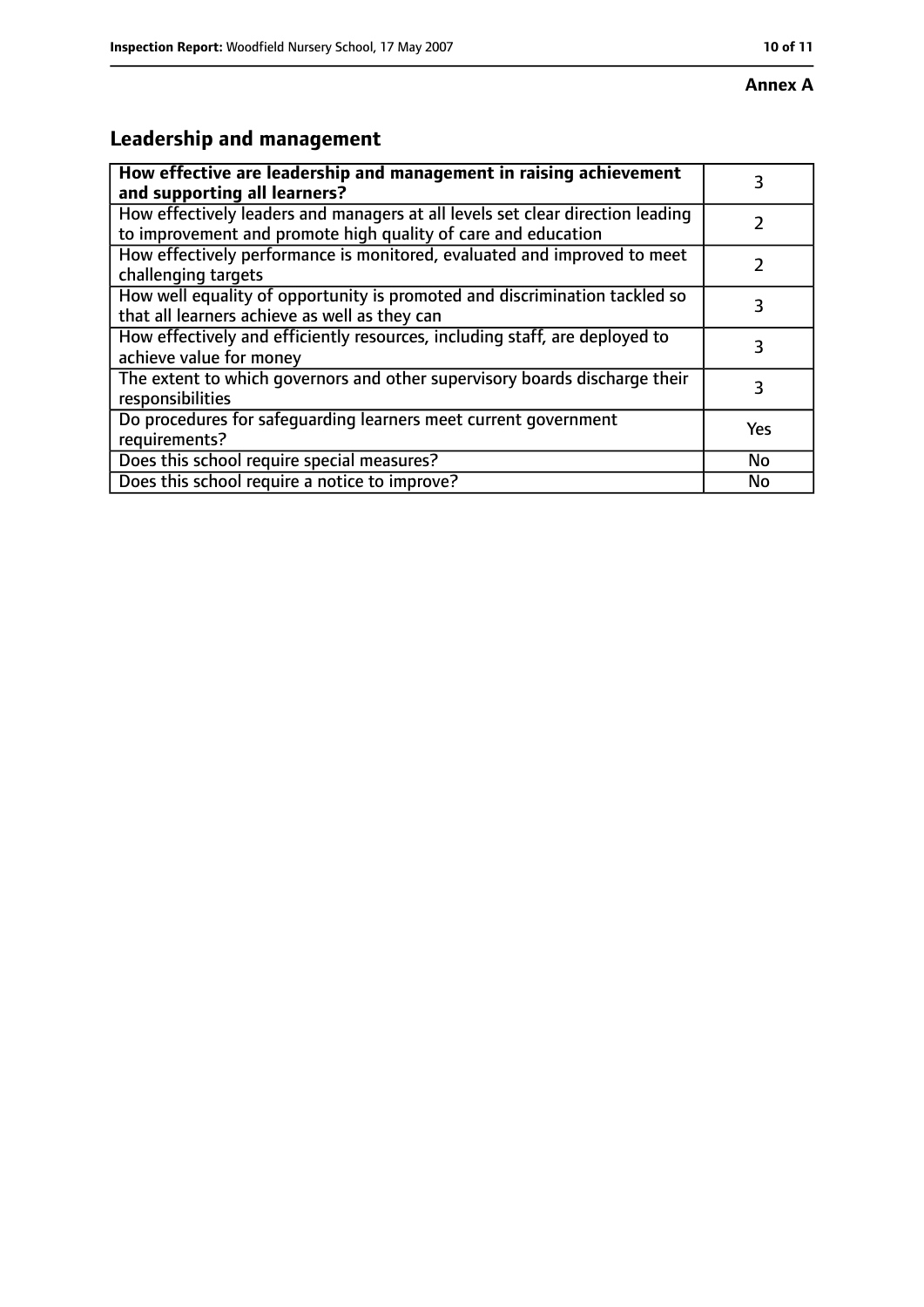**Annex A**

## Leadership and management

| **How effective are leadership and management in raising achievement and supporting all learners?** | 3 |
|---|---|
| How effectively leaders and managers at all levels set clear direction leading to improvement and promote high quality of care and education | 2 |
| How effectively performance is monitored, evaluated and improved to meet challenging targets | 2 |
| How well equality of opportunity is promoted and discrimination tackled so that all learners achieve as well as they can | 3 |
| How effectively and efficiently resources, including staff, are deployed to achieve value for money | 3 |
| The extent to which governors and other supervisory boards discharge their responsibilities | 3 |
| Do procedures for safeguarding learners meet current government requirements? | Yes |
| Does this school require special measures? | No |
| Does this school require a notice to improve? | No |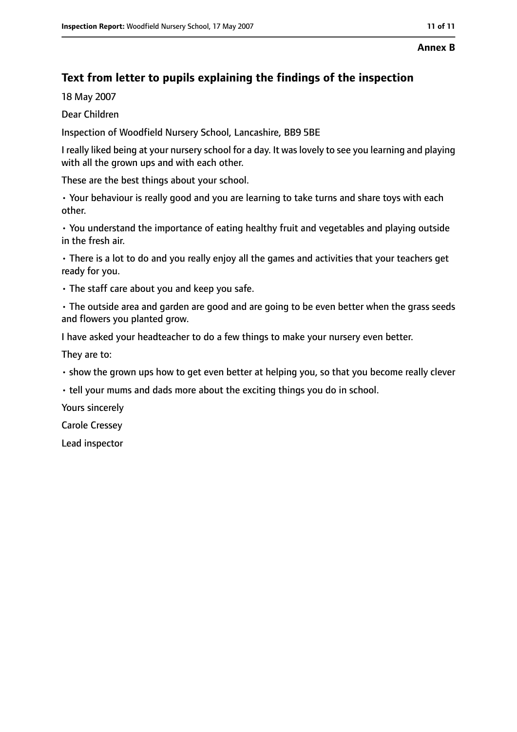**Annex B**

## Text from letter to pupils explaining the findings of the inspection

18 May 2007

Dear Children

Inspection of Woodfield Nursery School, Lancashire, BB9 5BE

I really liked being at your nursery school for a day. It was lovely to see you learning and playing with all the grown ups and with each other.

These are the best things about your school.

- Your behaviour is really good and you are learning to take turns and share toys with each other.
- You understand the importance of eating healthy fruit and vegetables and playing outside in the fresh air.
- There is a lot to do and you really enjoy all the games and activities that your teachers get ready for you.
- The staff care about you and keep you safe.
- The outside area and garden are good and are going to be even better when the grass seeds and flowers you planted grow.

I have asked your headteacher to do a few things to make your nursery even better.

They are to:

- show the grown ups how to get even better at helping you, so that you become really clever
- tell your mums and dads more about the exciting things you do in school.

Yours sincerely

Carole Cressey

Lead inspector